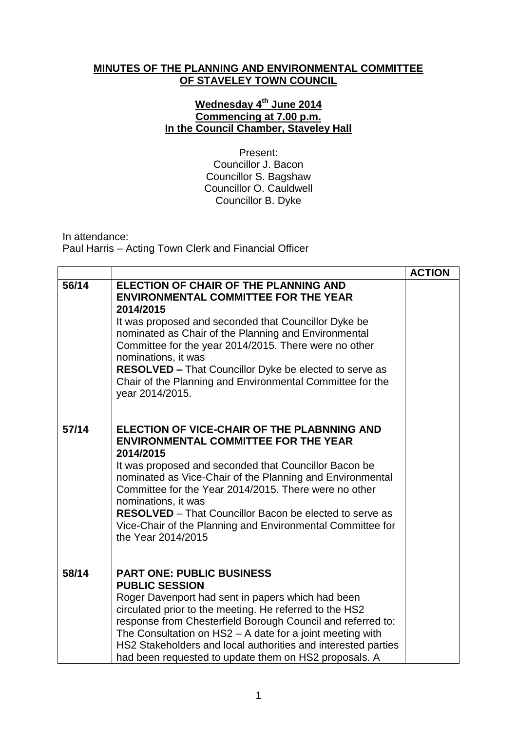# MINUTES OF THE PLANNING AND ENVIRONMENTAL COMMITTEE OF STAVELEY TOWN COUNCIL

**Wednesday 4th June 2014**
**Commencing at 7.00 p.m.**
**In the Council Chamber, Staveley Hall**

Present:
Councillor J. Bacon
Councillor S. Bagshaw
Councillor O. Cauldwell
Councillor B. Dyke

In attendance:
Paul Harris – Acting Town Clerk and Financial Officer

| | | ACTION |
|---|---|---|
| 56/14 | **ELECTION OF CHAIR OF THE PLANNING AND ENVIRONMENTAL COMMITTEE FOR THE YEAR 2014/2015**<br>It was proposed and seconded that Councillor Dyke be nominated as Chair of the Planning and Environmental Committee for the year 2014/2015. There were no other nominations, it was<br>**RESOLVED –** That Councillor Dyke be elected to serve as Chair of the Planning and Environmental Committee for the year 2014/2015. | |
| 57/14 | **ELECTION OF VICE-CHAIR OF THE PLABNNING AND ENVIRONMENTAL COMMITTEE FOR THE YEAR 2014/2015**<br>It was proposed and seconded that Councillor Bacon be nominated as Vice-Chair of the Planning and Environmental Committee for the Year 2014/2015. There were no other nominations, it was<br>**RESOLVED** – That Councillor Bacon be elected to serve as Vice-Chair of the Planning and Environmental Committee for the Year 2014/2015 | |
| 58/14 | **PART ONE: PUBLIC BUSINESS**<br>**PUBLIC SESSION**<br>Roger Davenport had sent in papers which had been circulated prior to the meeting. He referred to the HS2 response from Chesterfield Borough Council and referred to: The Consultation on HS2 – A date for a joint meeting with HS2 Stakeholders and local authorities and interested parties had been requested to update them on HS2 proposals. A | |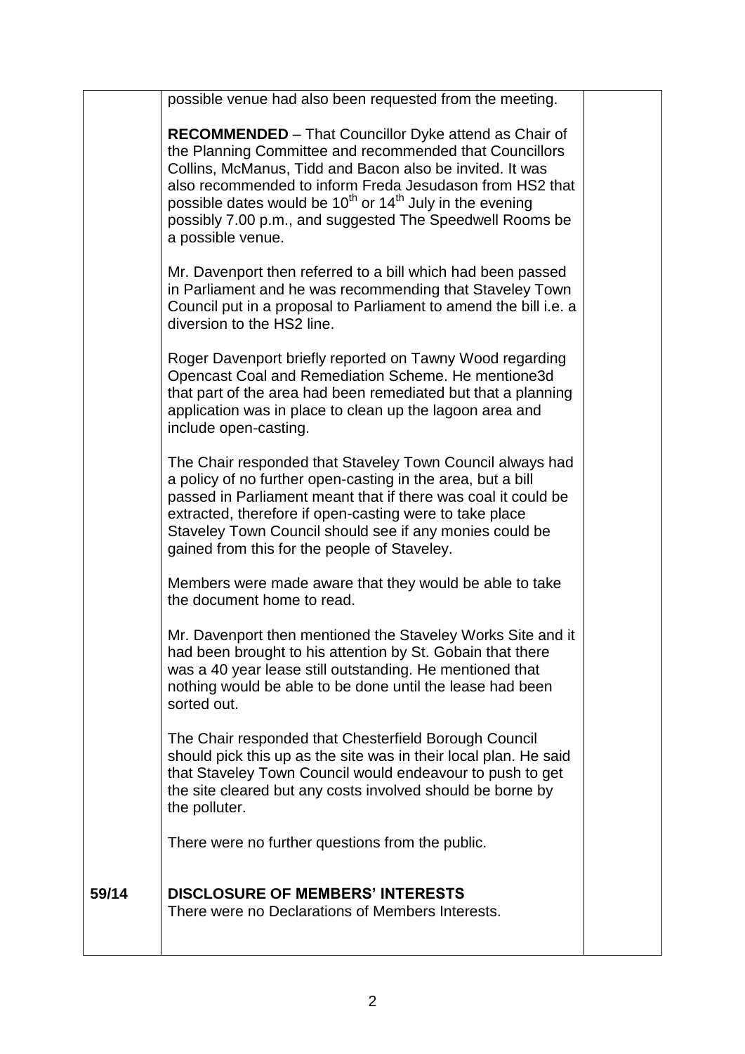| | | |
|---|---|---|
| | possible venue had also been requested from the meeting.<br><br>**RECOMMENDED** – That Councillor Dyke attend as Chair of the Planning Committee and recommended that Councillors Collins, McManus, Tidd and Bacon also be invited. It was also recommended to inform Freda Jesudason from HS2 that possible dates would be 10th or 14th July in the evening possibly 7.00 p.m., and suggested The Speedwell Rooms be a possible venue.<br><br>Mr. Davenport then referred to a bill which had been passed in Parliament and he was recommending that Staveley Town Council put in a proposal to Parliament to amend the bill i.e. a diversion to the HS2 line.<br><br>Roger Davenport briefly reported on Tawny Wood regarding Opencast Coal and Remediation Scheme. He mentione3d that part of the area had been remediated but that a planning application was in place to clean up the lagoon area and include open-casting.<br><br>The Chair responded that Staveley Town Council always had a policy of no further open-casting in the area, but a bill passed in Parliament meant that if there was coal it could be extracted, therefore if open-casting were to take place Staveley Town Council should see if any monies could be gained from this for the people of Staveley.<br><br>Members were made aware that they would be able to take the document home to read.<br><br>Mr. Davenport then mentioned the Staveley Works Site and it had been brought to his attention by St. Gobain that there was a 40 year lease still outstanding. He mentioned that nothing would be able to be done until the lease had been sorted out.<br><br>The Chair responded that Chesterfield Borough Council should pick this up as the site was in their local plan. He said that Staveley Town Council would endeavour to push to get the site cleared but any costs involved should be borne by the polluter.<br><br>There were no further questions from the public. | |
| **59/14** | **DISCLOSURE OF MEMBERS' INTERESTS**<br>There were no Declarations of Members Interests. | |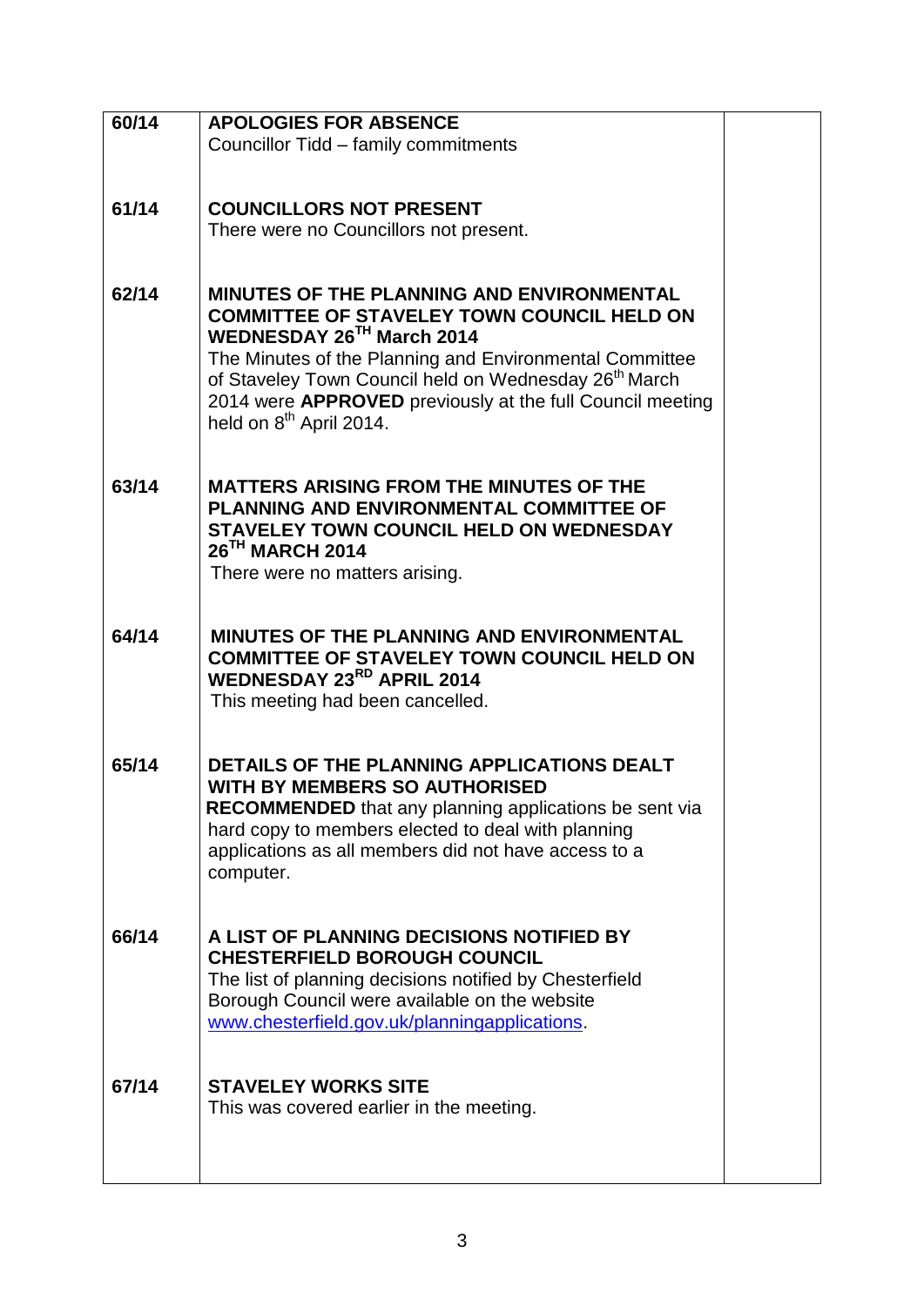| | | |
|---|---|---|
| 60/14 | **APOLOGIES FOR ABSENCE**<br>Councillor Tidd – family commitments | |
| 61/14 | **COUNCILLORS NOT PRESENT**<br>There were no Councillors not present. | |
| 62/14 | **MINUTES OF THE PLANNING AND ENVIRONMENTAL COMMITTEE OF STAVELEY TOWN COUNCIL HELD ON WEDNESDAY 26TH March 2014**<br>The Minutes of the Planning and Environmental Committee of Staveley Town Council held on Wednesday 26th March 2014 were **APPROVED** previously at the full Council meeting held on 8th April 2014. | |
| 63/14 | **MATTERS ARISING FROM THE MINUTES OF THE PLANNING AND ENVIRONMENTAL COMMITTEE OF STAVELEY TOWN COUNCIL HELD ON WEDNESDAY 26TH MARCH 2014**<br>There were no matters arising. | |
| 64/14 | **MINUTES OF THE PLANNING AND ENVIRONMENTAL COMMITTEE OF STAVELEY TOWN COUNCIL HELD ON WEDNESDAY 23RD APRIL 2014**<br>This meeting had been cancelled. | |
| 65/14 | **DETAILS OF THE PLANNING APPLICATIONS DEALT WITH BY MEMBERS SO AUTHORISED**<br>**RECOMMENDED** that any planning applications be sent via hard copy to members elected to deal with planning applications as all members did not have access to a computer. | |
| 66/14 | **A LIST OF PLANNING DECISIONS NOTIFIED BY CHESTERFIELD BOROUGH COUNCIL**<br>The list of planning decisions notified by Chesterfield Borough Council were available on the website www.chesterfield.gov.uk/planningapplications. | |
| 67/14 | **STAVELEY WORKS SITE**<br>This was covered earlier in the meeting. | |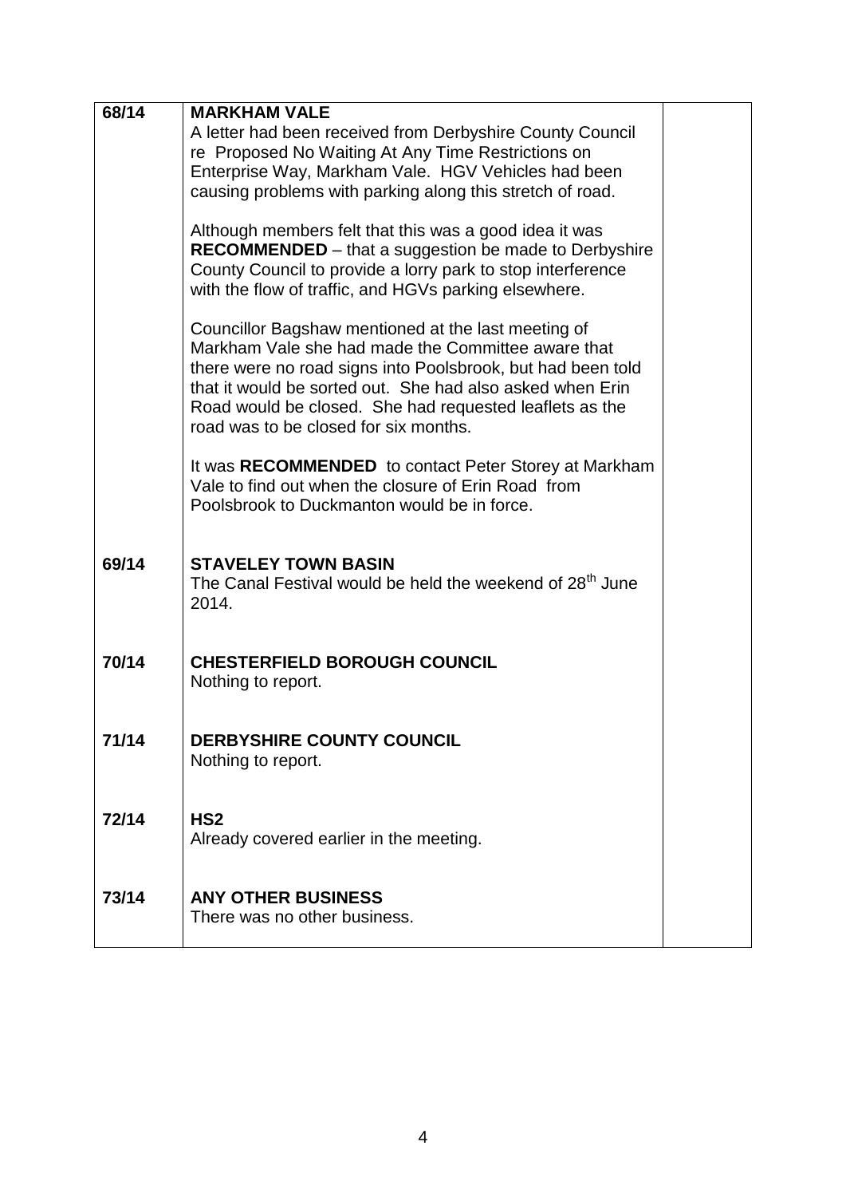| | | |
|---|---|---|
| **68/14** | **MARKHAM VALE**<br>A letter had been received from Derbyshire County Council re Proposed No Waiting At Any Time Restrictions on Enterprise Way, Markham Vale. HGV Vehicles had been causing problems with parking along this stretch of road.<br><br>Although members felt that this was a good idea it was **RECOMMENDED** – that a suggestion be made to Derbyshire County Council to provide a lorry park to stop interference with the flow of traffic, and HGVs parking elsewhere.<br><br>Councillor Bagshaw mentioned at the last meeting of Markham Vale she had made the Committee aware that there were no road signs into Poolsbrook, but had been told that it would be sorted out. She had also asked when Erin Road would be closed. She had requested leaflets as the road was to be closed for six months.<br><br>It was **RECOMMENDED** to contact Peter Storey at Markham Vale to find out when the closure of Erin Road from Poolsbrook to Duckmanton would be in force. | |
| **69/14** | **STAVELEY TOWN BASIN**<br>The Canal Festival would be held the weekend of 28th June 2014. | |
| **70/14** | **CHESTERFIELD BOROUGH COUNCIL**<br>Nothing to report. | |
| **71/14** | **DERBYSHIRE COUNTY COUNCIL**<br>Nothing to report. | |
| **72/14** | **HS2**<br>Already covered earlier in the meeting. | |
| **73/14** | **ANY OTHER BUSINESS**<br>There was no other business. | |